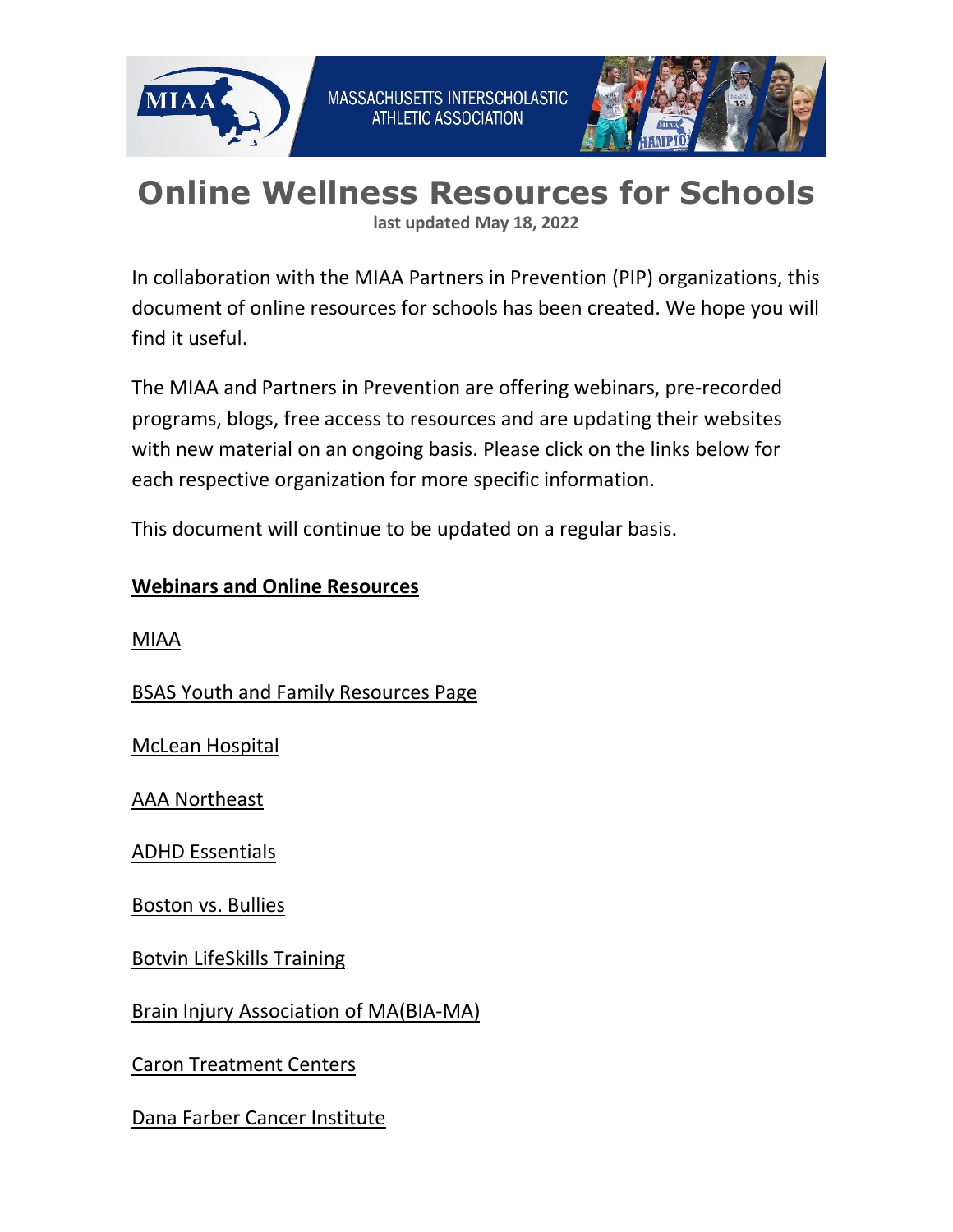MASSACHUSETTS INTERSCHOLASTIC ATHLETIC ASSOCIATION

# Online Wellness Resources for Schools

**last updated May 18, 2022**

In collaboration with the MIAA Partners in Prevention (PIP) organizations, this document of online resources for schools has been created. We hope you will find it useful.

The MIAA and Partners in Prevention are offering webinars, pre-recorded programs, blogs, free access to resources and are updating their websites with new material on an ongoing basis. Please click on the links below for each respective organization for more specific information.

This document will continue to be updated on a regular basis.

**Webinars and Online Resources**

MIAA

BSAS Youth and Family Resources Page

McLean Hospital

AAA Northeast

ADHD Essentials

Boston vs. Bullies

Botvin LifeSkills Training

Brain Injury Association of MA(BIA-MA)

Caron Treatment Centers

Dana Farber Cancer Institute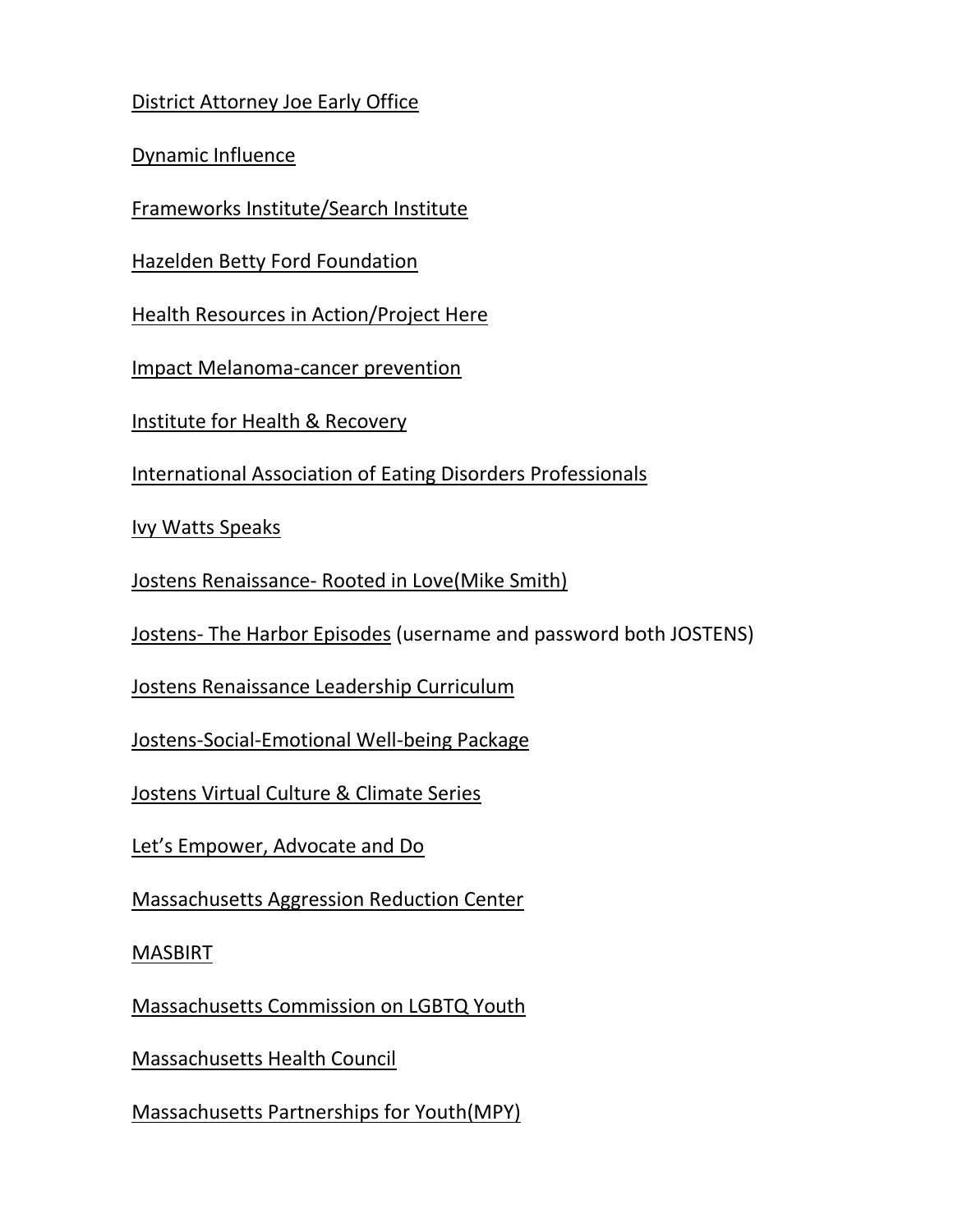District Attorney Joe Early Office

Dynamic Influence

Frameworks Institute/Search Institute

Hazelden Betty Ford Foundation

Health Resources in Action/Project Here

Impact Melanoma-cancer prevention

Institute for Health & Recovery

International Association of Eating Disorders Professionals

Ivy Watts Speaks

Jostens Renaissance- Rooted in Love(Mike Smith)

Jostens- The Harbor Episodes (username and password both JOSTENS)

Jostens Renaissance Leadership Curriculum

Jostens-Social-Emotional Well-being Package

Jostens Virtual Culture & Climate Series

Let's Empower, Advocate and Do

Massachusetts Aggression Reduction Center

MASBIRT

Massachusetts Commission on LGBTQ Youth

Massachusetts Health Council

Massachusetts Partnerships for Youth(MPY)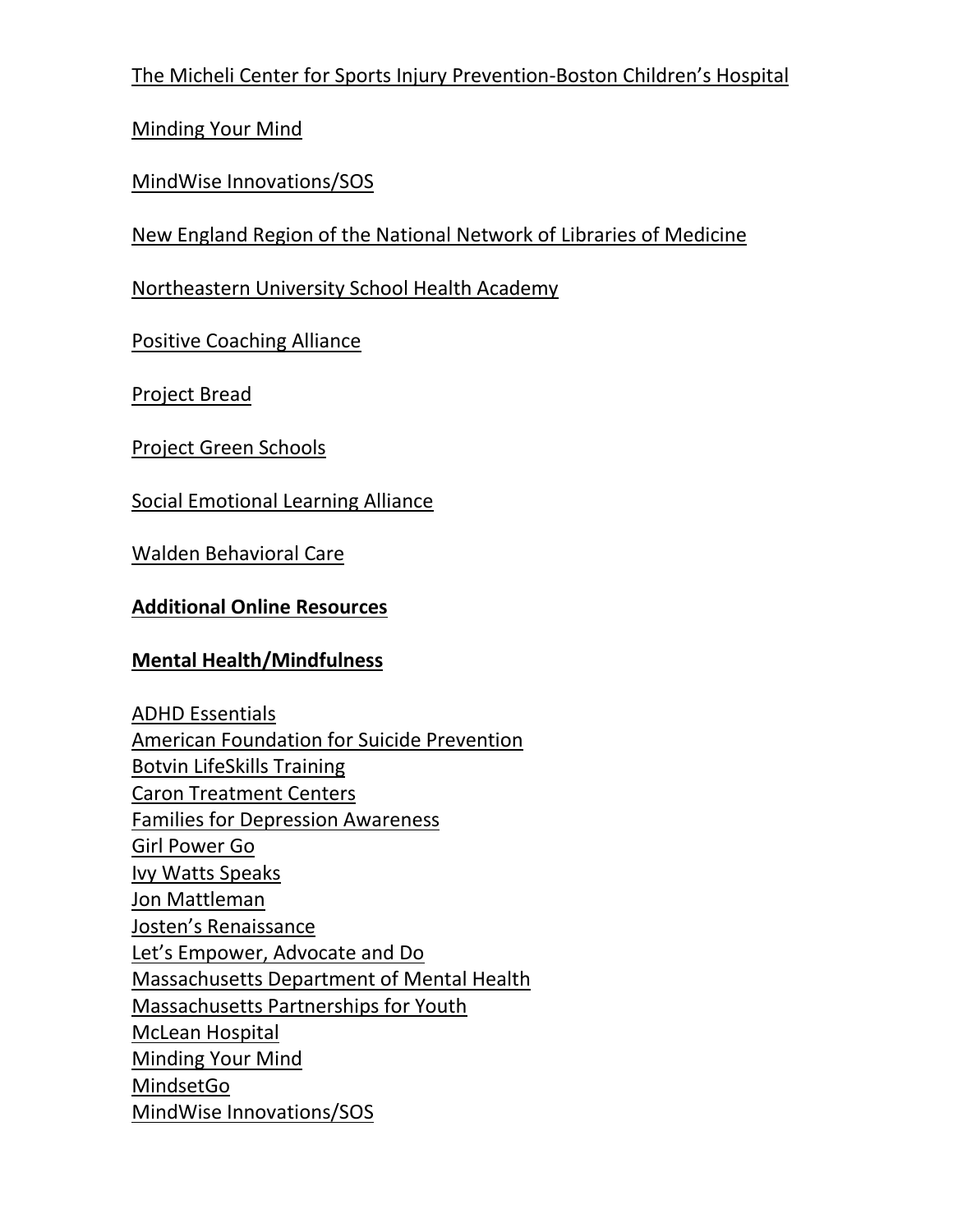The Micheli Center for Sports Injury Prevention-Boston Children's Hospital

Minding Your Mind

MindWise Innovations/SOS

New England Region of the National Network of Libraries of Medicine

Northeastern University School Health Academy

Positive Coaching Alliance

Project Bread

Project Green Schools

Social Emotional Learning Alliance

Walden Behavioral Care

**Additional Online Resources**

**Mental Health/Mindfulness**

ADHD Essentials
American Foundation for Suicide Prevention
Botvin LifeSkills Training
Caron Treatment Centers
Families for Depression Awareness
Girl Power Go
Ivy Watts Speaks
Jon Mattleman
Josten's Renaissance
Let's Empower, Advocate and Do
Massachusetts Department of Mental Health
Massachusetts Partnerships for Youth
McLean Hospital
Minding Your Mind
MindsetGo
MindWise Innovations/SOS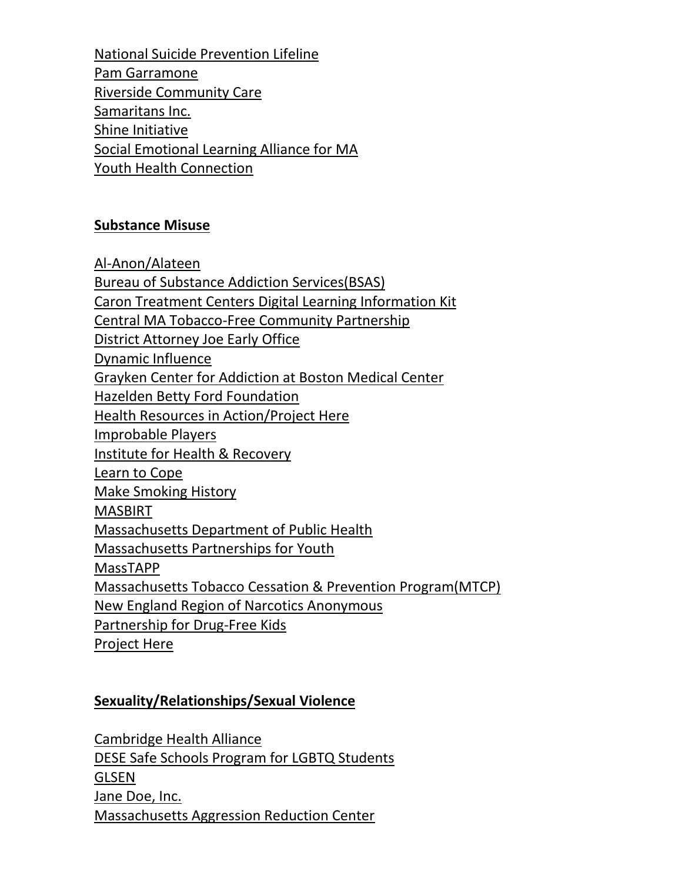National Suicide Prevention Lifeline
Pam Garramone
Riverside Community Care
Samaritans Inc.
Shine Initiative
Social Emotional Learning Alliance for MA
Youth Health Connection

**Substance Misuse**

Al-Anon/Alateen
Bureau of Substance Addiction Services(BSAS)
Caron Treatment Centers Digital Learning Information Kit
Central MA Tobacco-Free Community Partnership
District Attorney Joe Early Office
Dynamic Influence
Grayken Center for Addiction at Boston Medical Center
Hazelden Betty Ford Foundation
Health Resources in Action/Project Here
Improbable Players
Institute for Health & Recovery
Learn to Cope
Make Smoking History
MASBIRT
Massachusetts Department of Public Health
Massachusetts Partnerships for Youth
MassTAPP
Massachusetts Tobacco Cessation & Prevention Program(MTCP)
New England Region of Narcotics Anonymous
Partnership for Drug-Free Kids
Project Here

**Sexuality/Relationships/Sexual Violence**

Cambridge Health Alliance
DESE Safe Schools Program for LGBTQ Students
GLSEN
Jane Doe, Inc.
Massachusetts Aggression Reduction Center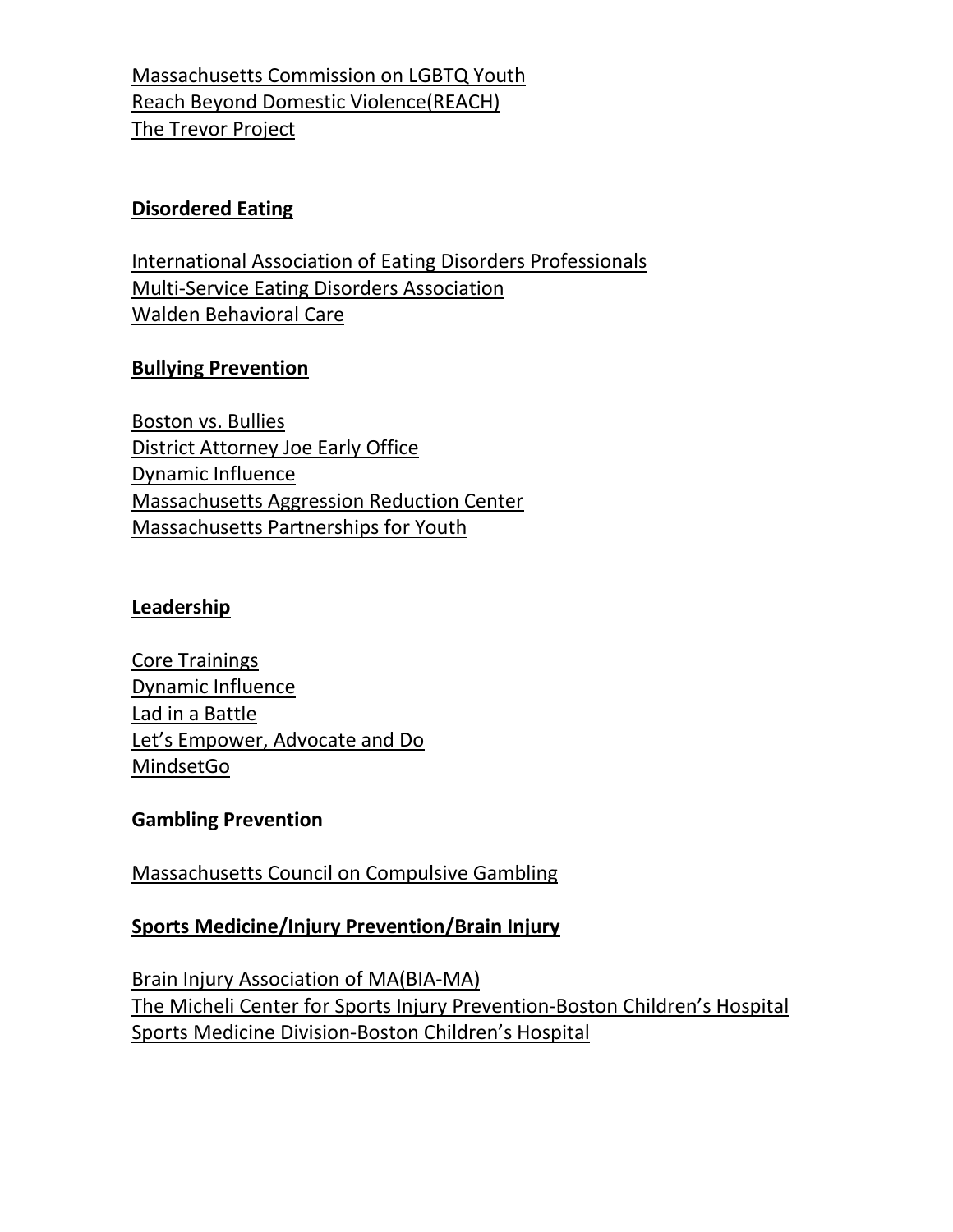Massachusetts Commission on LGBTQ Youth
Reach Beyond Domestic Violence(REACH)
The Trevor Project

**Disordered Eating**

International Association of Eating Disorders Professionals
Multi-Service Eating Disorders Association
Walden Behavioral Care

**Bullying Prevention**

Boston vs. Bullies
District Attorney Joe Early Office
Dynamic Influence
Massachusetts Aggression Reduction Center
Massachusetts Partnerships for Youth

**Leadership**

Core Trainings
Dynamic Influence
Lad in a Battle
Let's Empower, Advocate and Do
MindsetGo

**Gambling Prevention**

Massachusetts Council on Compulsive Gambling

**Sports Medicine/Injury Prevention/Brain Injury**

Brain Injury Association of MA(BIA-MA)
The Micheli Center for Sports Injury Prevention-Boston Children's Hospital
Sports Medicine Division-Boston Children's Hospital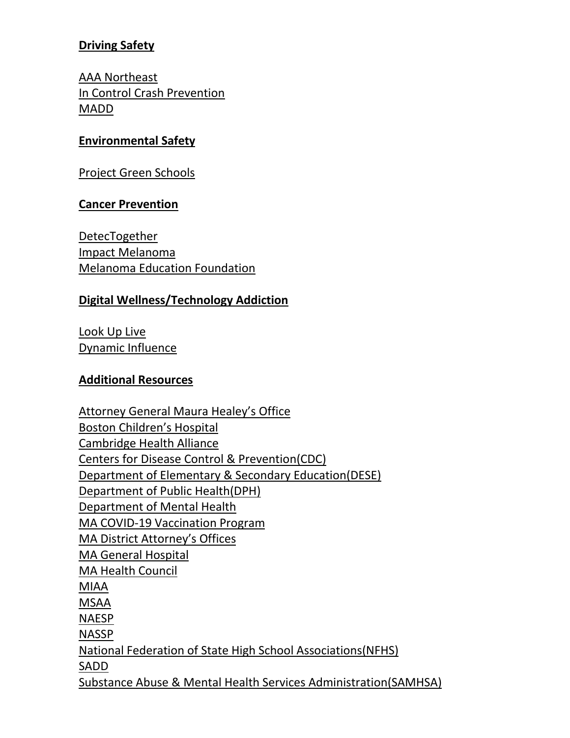**Driving Safety**

AAA Northeast
In Control Crash Prevention
MADD

**Environmental Safety**

Project Green Schools

**Cancer Prevention**

DetecTogether
Impact Melanoma
Melanoma Education Foundation

**Digital Wellness/Technology Addiction**

Look Up Live
Dynamic Influence

**Additional Resources**

Attorney General Maura Healey's Office
Boston Children's Hospital
Cambridge Health Alliance
Centers for Disease Control & Prevention(CDC)
Department of Elementary & Secondary Education(DESE)
Department of Public Health(DPH)
Department of Mental Health
MA COVID-19 Vaccination Program
MA District Attorney's Offices
MA General Hospital
MA Health Council
MIAA
MSAA
NAESP
NASSP
National Federation of State High School Associations(NFHS)
SADD
Substance Abuse & Mental Health Services Administration(SAMHSA)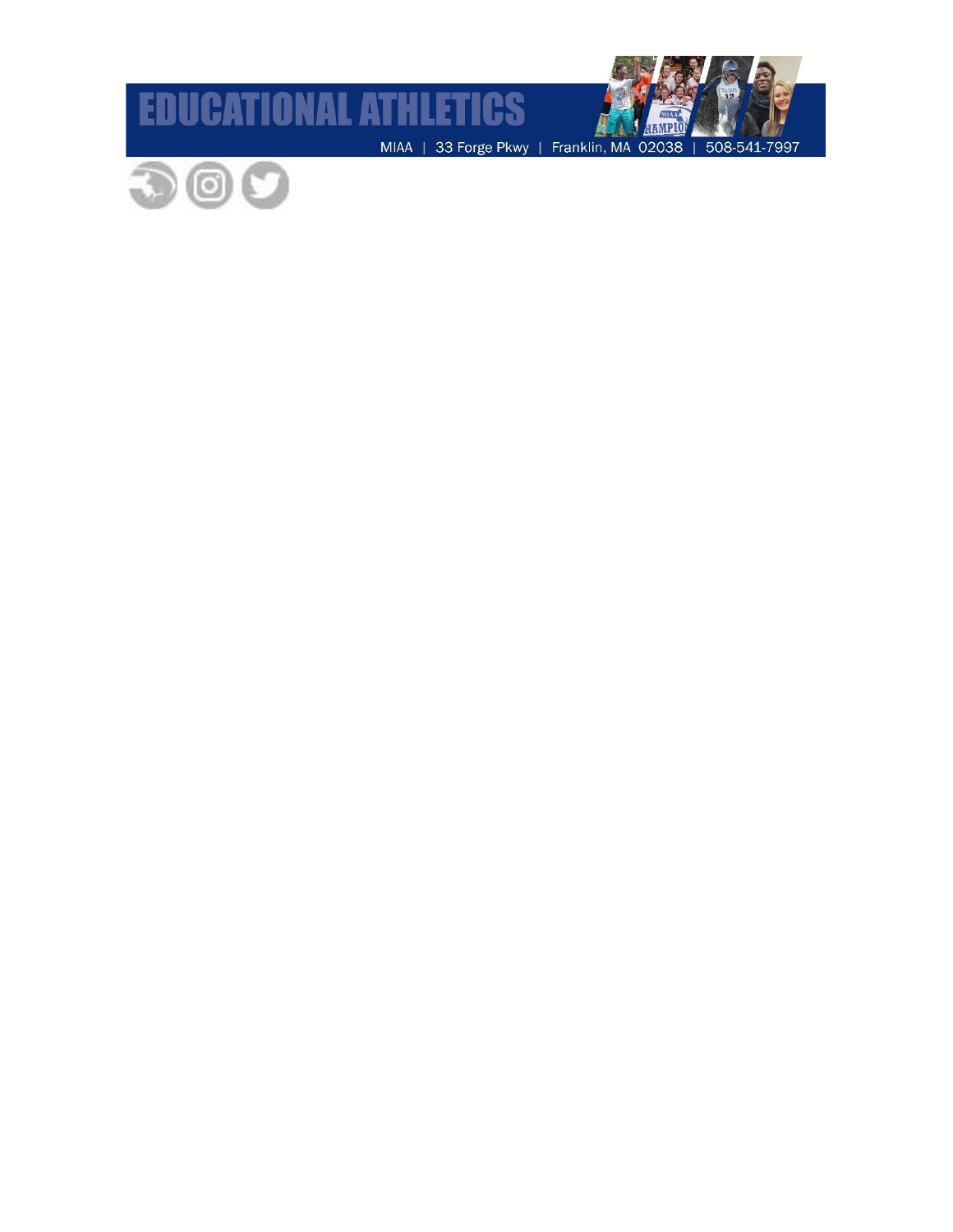# EDUCATIONAL ATHLETICS

MIAA | 33 Forge Pkwy | Franklin, MA 02038 | 508-541-7997